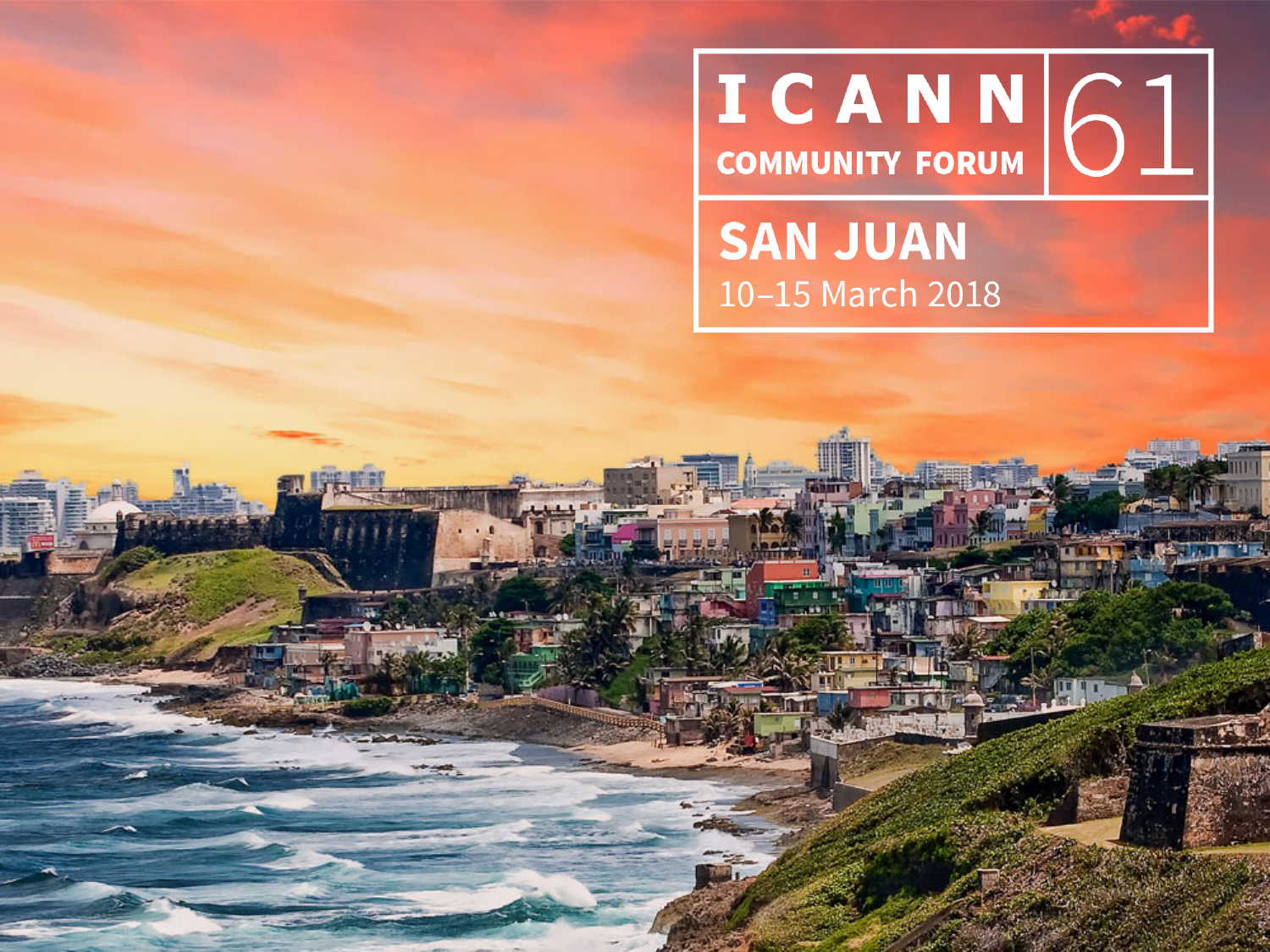# ICANN 61

**COMMUNITY FORUM**

## SAN JUAN

10–15 March 2018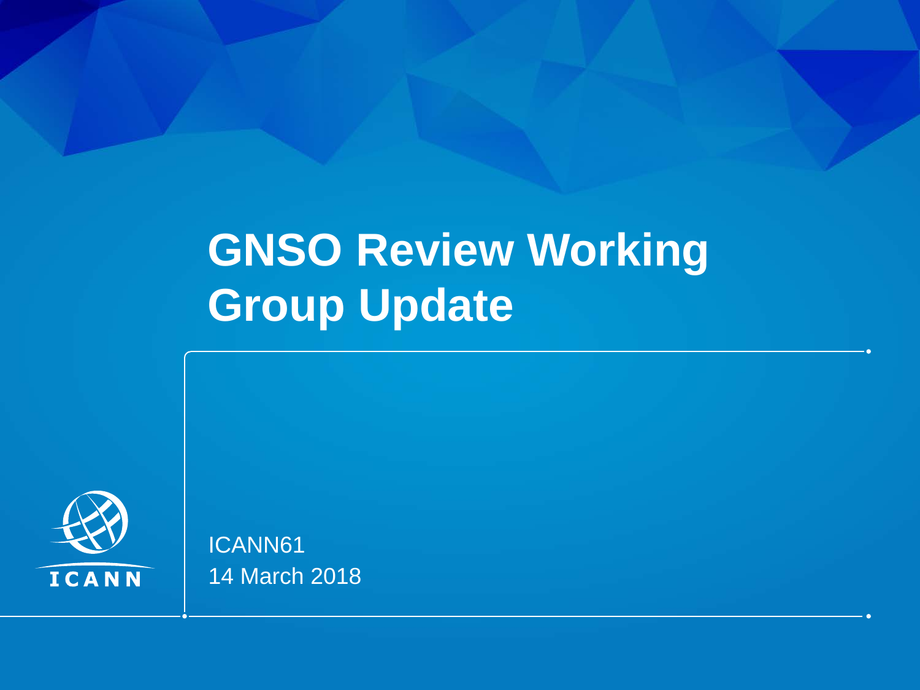# GNSO Review Working Group Update

ICANN61
14 March 2018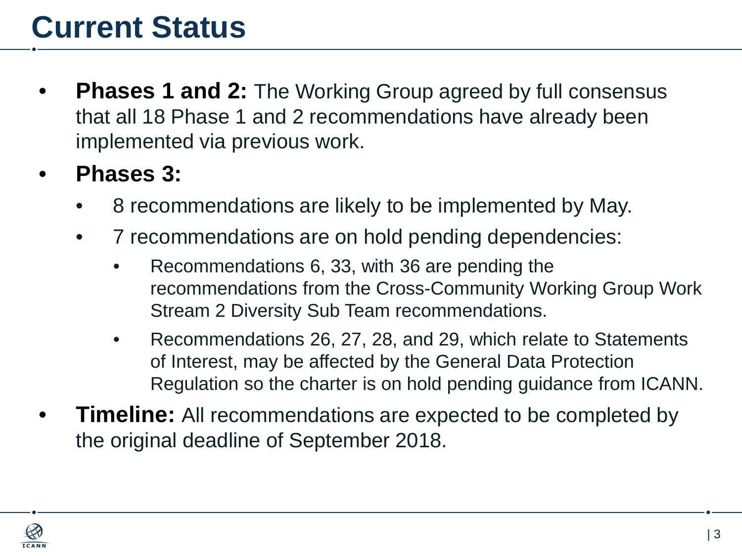# Current Status

- **Phases 1 and 2:** The Working Group agreed by full consensus that all 18 Phase 1 and 2 recommendations have already been implemented via previous work.
- **Phases 3:**
  - 8 recommendations are likely to be implemented by May.
  - 7 recommendations are on hold pending dependencies:
    - Recommendations 6, 33, with 36 are pending the recommendations from the Cross-Community Working Group Work Stream 2 Diversity Sub Team recommendations.
    - Recommendations 26, 27, 28, and 29, which relate to Statements of Interest, may be affected by the General Data Protection Regulation so the charter is on hold pending guidance from ICANN.
- **Timeline:** All recommendations are expected to be completed by the original deadline of September 2018.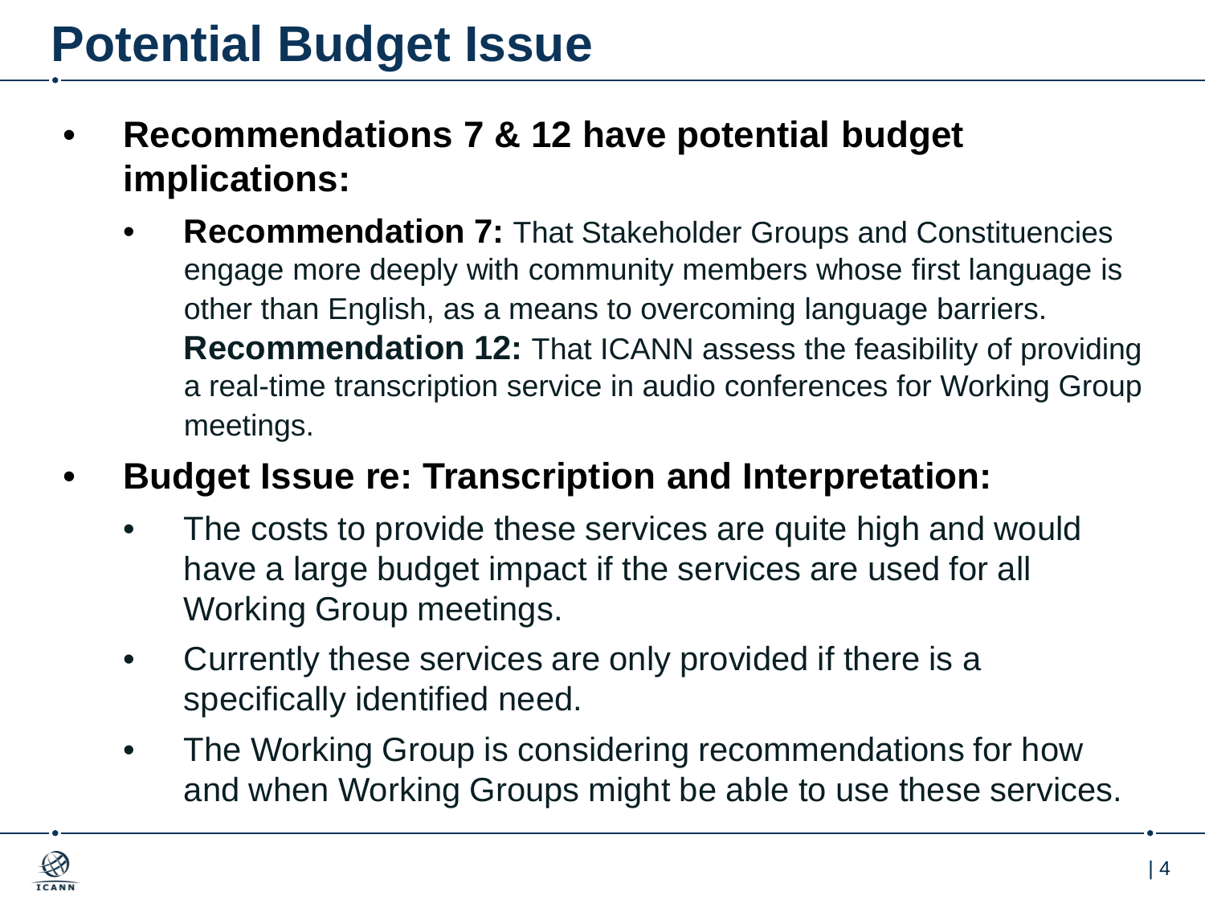# Potential Budget Issue

- **Recommendations 7 & 12 have potential budget implications:**
  - **Recommendation 7:** That Stakeholder Groups and Constituencies engage more deeply with community members whose first language is other than English, as a means to overcoming language barriers. **Recommendation 12:** That ICANN assess the feasibility of providing a real-time transcription service in audio conferences for Working Group meetings.
- **Budget Issue re: Transcription and Interpretation:**
  - The costs to provide these services are quite high and would have a large budget impact if the services are used for all Working Group meetings.
  - Currently these services are only provided if there is a specifically identified need.
  - The Working Group is considering recommendations for how and when Working Groups might be able to use these services.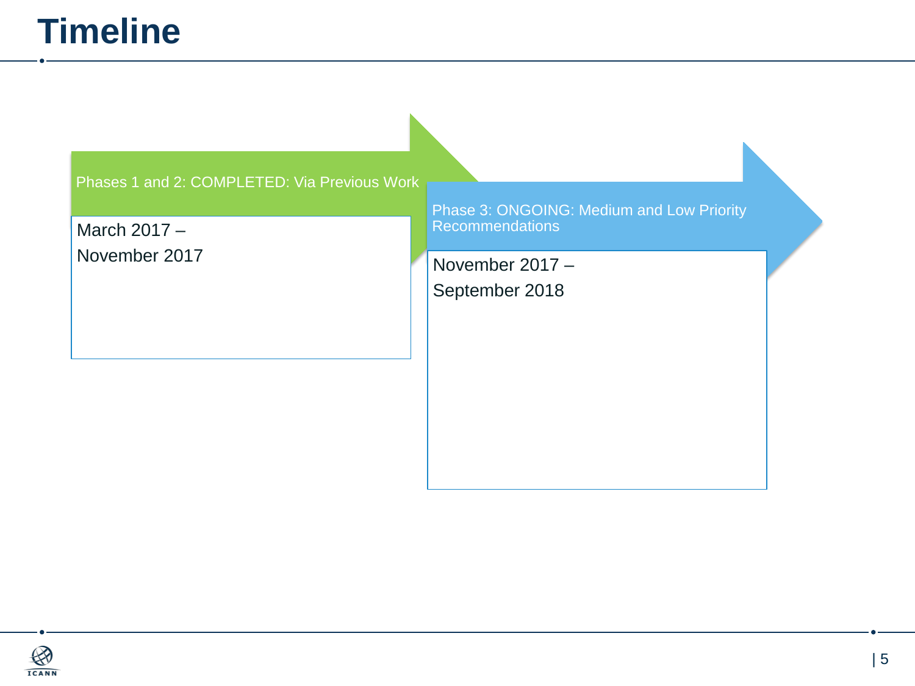# Timeline

Phases 1 and 2: COMPLETED: Via Previous Work

March 2017 –

November 2017

Phase 3: ONGOING: Medium and Low Priority Recommendations

November 2017 –

September 2018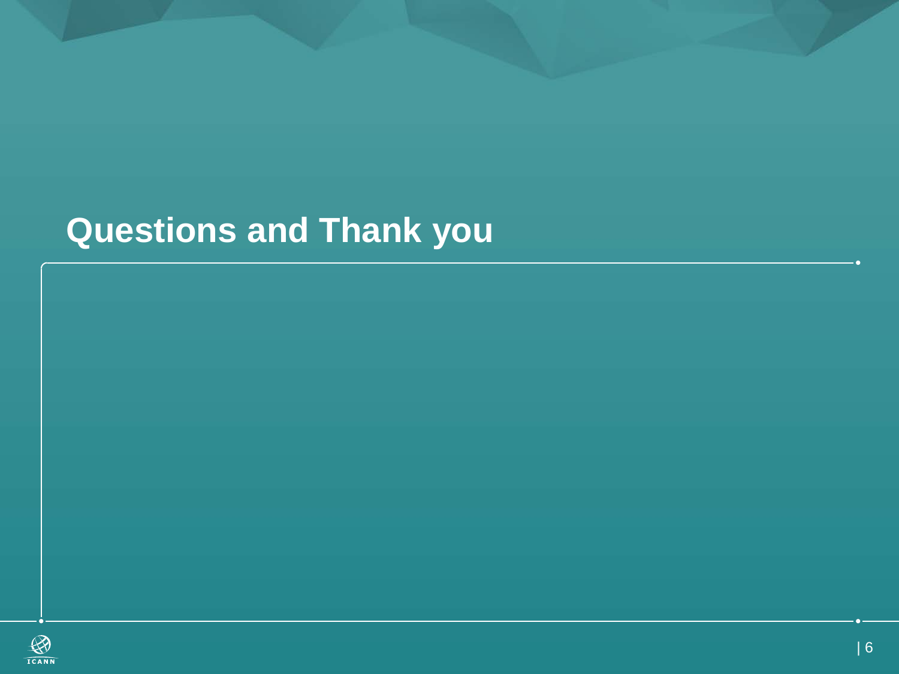# Questions and Thank you